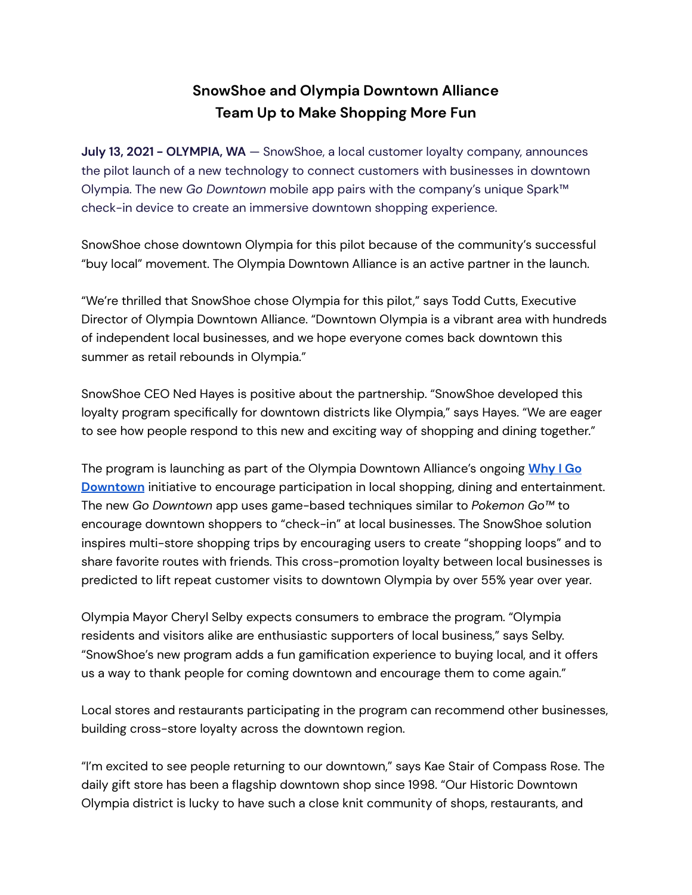# SnowShoe and Olympia Downtown Alliance Team Up to Make Shopping More Fun

**July 13, 2021 - OLYMPIA, WA** — SnowShoe, a local customer loyalty company, announces the pilot launch of a new technology to connect customers with businesses in downtown Olympia. The new *Go Downtown* mobile app pairs with the company's unique Spark™ check-in device to create an immersive downtown shopping experience.

SnowShoe chose downtown Olympia for this pilot because of the community's successful "buy local" movement. The Olympia Downtown Alliance is an active partner in the launch.

"We're thrilled that SnowShoe chose Olympia for this pilot," says Todd Cutts, Executive Director of Olympia Downtown Alliance. "Downtown Olympia is a vibrant area with hundreds of independent local businesses, and we hope everyone comes back downtown this summer as retail rebounds in Olympia."

SnowShoe CEO Ned Hayes is positive about the partnership. "SnowShoe developed this loyalty program specifically for downtown districts like Olympia," says Hayes. "We are eager to see how people respond to this new and exciting way of shopping and dining together."

The program is launching as part of the Olympia Downtown Alliance's ongoing **Why I Go Downtown** initiative to encourage participation in local shopping, dining and entertainment. The new *Go Downtown* app uses game-based techniques similar to *Pokemon Go™* to encourage downtown shoppers to "check-in" at local businesses. The SnowShoe solution inspires multi-store shopping trips by encouraging users to create "shopping loops" and to share favorite routes with friends. This cross-promotion loyalty between local businesses is predicted to lift repeat customer visits to downtown Olympia by over 55% year over year.

Olympia Mayor Cheryl Selby expects consumers to embrace the program. "Olympia residents and visitors alike are enthusiastic supporters of local business," says Selby. "SnowShoe's new program adds a fun gamification experience to buying local, and it offers us a way to thank people for coming downtown and encourage them to come again."

Local stores and restaurants participating in the program can recommend other businesses, building cross-store loyalty across the downtown region.

"I'm excited to see people returning to our downtown," says Kae Stair of Compass Rose. The daily gift store has been a flagship downtown shop since 1998. "Our Historic Downtown Olympia district is lucky to have such a close knit community of shops, restaurants, and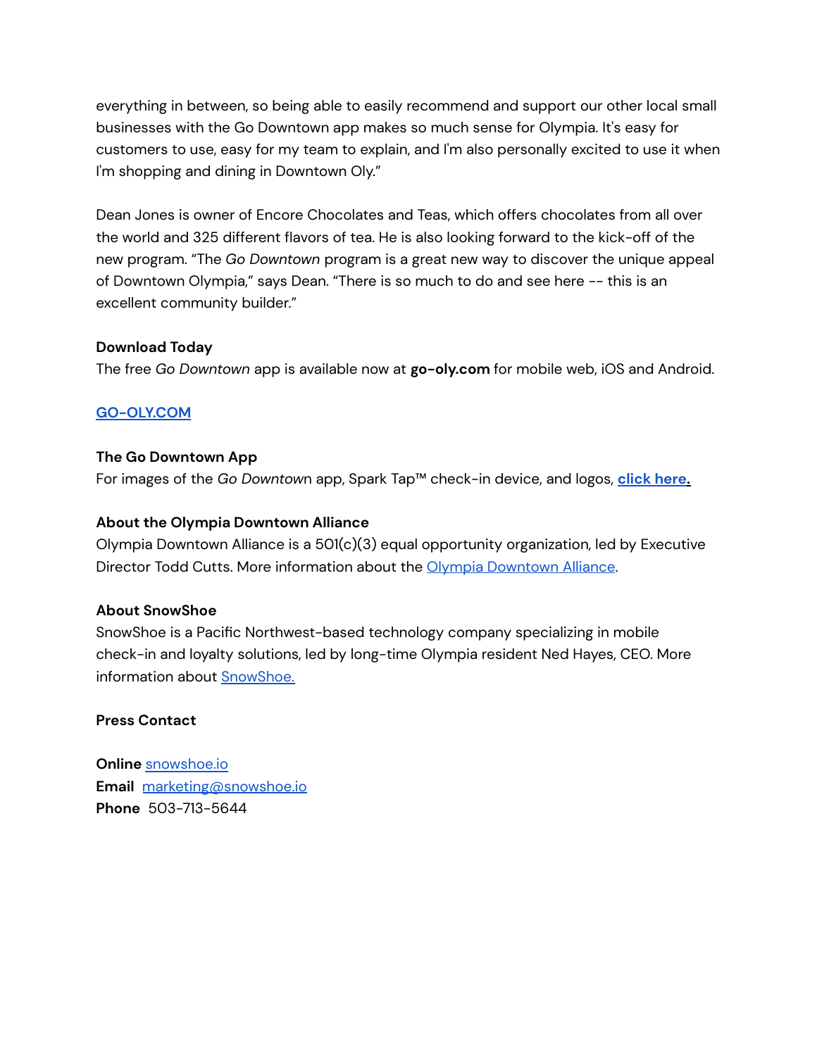everything in between, so being able to easily recommend and support our other local small businesses with the Go Downtown app makes so much sense for Olympia. It's easy for customers to use, easy for my team to explain, and I'm also personally excited to use it when I'm shopping and dining in Downtown Oly."

Dean Jones is owner of Encore Chocolates and Teas, which offers chocolates from all over the world and 325 different flavors of tea. He is also looking forward to the kick-off of the new program. "The *Go Downtown* program is a great new way to discover the unique appeal of Downtown Olympia," says Dean. "There is so much to do and see here -- this is an excellent community builder."

**Download Today**

The free *Go Downtown* app is available now at **go-oly.com** for mobile web, iOS and Android.

**GO-OLY.COM**

**The Go Downtown App**

For images of the *Go Downtown* app, Spark Tap™ check-in device, and logos, **click here.**

**About the Olympia Downtown Alliance**

Olympia Downtown Alliance is a 501(c)(3) equal opportunity organization, led by Executive Director Todd Cutts. More information about the Olympia Downtown Alliance.

**About SnowShoe**

SnowShoe is a Pacific Northwest-based technology company specializing in mobile check-in and loyalty solutions, led by long-time Olympia resident Ned Hayes, CEO. More information about SnowShoe.

**Press Contact**

**Online** snowshoe.io
**Email** marketing@snowshoe.io
**Phone** 503-713-5644